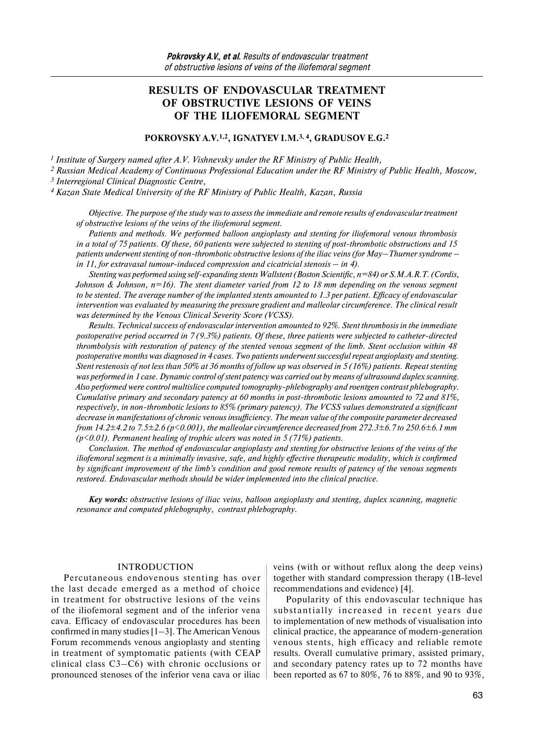# RESULTS OF ENDOVASCULAR TREATMENT OF OBSTRUCTIVE LESIONS OF VEINS OF THE ILIOFEMORAL SEGMENT

**POKROVSKY A.V.[1,2], IGNATYEV I.M.[3,4], GRADUSOV E.G.[2]**

*[1] Institute of Surgery named after A.V. Vishnevsky under the RF Ministry of Public Health,*
*[2] Russian Medical Academy of Continuous Professional Education under the RF Ministry of Public Health, Moscow,*
*[3] Interregional Clinical Diagnostic Centre,*
*[4] Kazan State Medical University of the RF Ministry of Public Health, Kazan, Russia*

*Objective. The purpose of the study was to assess the immediate and remote results of endovascular treatment of obstructive lesions of the veins of the iliofemoral segment.*

*Patients and methods. We performed balloon angioplasty and stenting for iliofemoral venous thrombosis in a total of 75 patients. Of these, 60 patients were subjected to stenting of post-thrombotic obstructions and 15 patients underwent stenting of non-thrombotic obstructive lesions of the iliac veins (for May–Thurner syndrome – in 11, for extravasal tumour-induced compression and cicatricial stenosis – in 4).*

*Stenting was performed using self-expanding stents Wallstent (Boston Scientific, n=84) or S.M.A.R.T. (Cordis, Johnson & Johnson, n=16). The stent diameter varied from 12 to 18 mm depending on the venous segment to be stented. The average number of the implanted stents amounted to 1.3 per patient. Efficacy of endovascular intervention was evaluated by measuring the pressure gradient and malleolar circumference. The clinical result was determined by the Venous Clinical Severity Score (VCSS).*

*Results. Technical success of endovascular intervention amounted to 92%. Stent thrombosis in the immediate postoperative period occurred in 7 (9.3%) patients. Of these, three patients were subjected to catheter-directed thrombolysis with restoration of patency of the stented venous segment of the limb. Stent occlusion within 48 postoperative months was diagnosed in 4 cases. Two patients underwent successful repeat angioplasty and stenting. Stent restenosis of not less than 50% at 36 months of follow up was observed in 5 (16%) patients. Repeat stenting was performed in 1 case. Dynamic control of stent patency was carried out by means of ultrasound duplex scanning. Also performed were control multislice computed tomography-phlebography and roentgen contrast phlebography. Cumulative primary and secondary patency at 60 months in post-thrombotic lesions amounted to 72 and 81%, respectively, in non-thrombotic lesions to 85% (primary patency). The VCSS values demonstrated a significant decrease in manifestations of chronic venous insufficiency. The mean value of the composite parameter decreased from 14.2±4.2 to 7.5±2.6 ($p<0.001$), the malleolar circumference decreased from 272.3±6.7 to 250.6±6.1 mm ($p<0.01$). Permanent healing of trophic ulcers was noted in 5 (71%) patients.*

*Conclusion. The method of endovascular angioplasty and stenting for obstructive lesions of the veins of the iliofemoral segment is a minimally invasive, safe, and highly effective therapeutic modality, which is confirmed by significant improvement of the limb's condition and good remote results of patency of the venous segments restored. Endovascular methods should be wider implemented into the clinical practice.*

***Key words:*** *obstructive lesions of iliac veins, balloon angioplasty and stenting, duplex scanning, magnetic resonance and computed phlebography, contrast phlebography.*

## INTRODUCTION

Percutaneous endovenous stenting has over the last decade emerged as a method of choice in treatment for obstructive lesions of the veins of the iliofemoral segment and of the inferior vena cava. Efficacy of endovascular procedures has been confirmed in many studies [1–3]. The American Venous Forum recommends venous angioplasty and stenting in treatment of symptomatic patients (with CEAP clinical class C3–C6) with chronic occlusions or pronounced stenoses of the inferior vena cava or iliac veins (with or without reflux along the deep veins) together with standard compression therapy (1B-level recommendations and evidence) [4].

Popularity of this endovascular technique has substantially increased in recent years due to implementation of new methods of visualisation into clinical practice, the appearance of modern-generation venous stents, high efficacy and reliable remote results. Overall cumulative primary, assisted primary, and secondary patency rates up to 72 months have been reported as 67 to 80%, 76 to 88%, and 90 to 93%,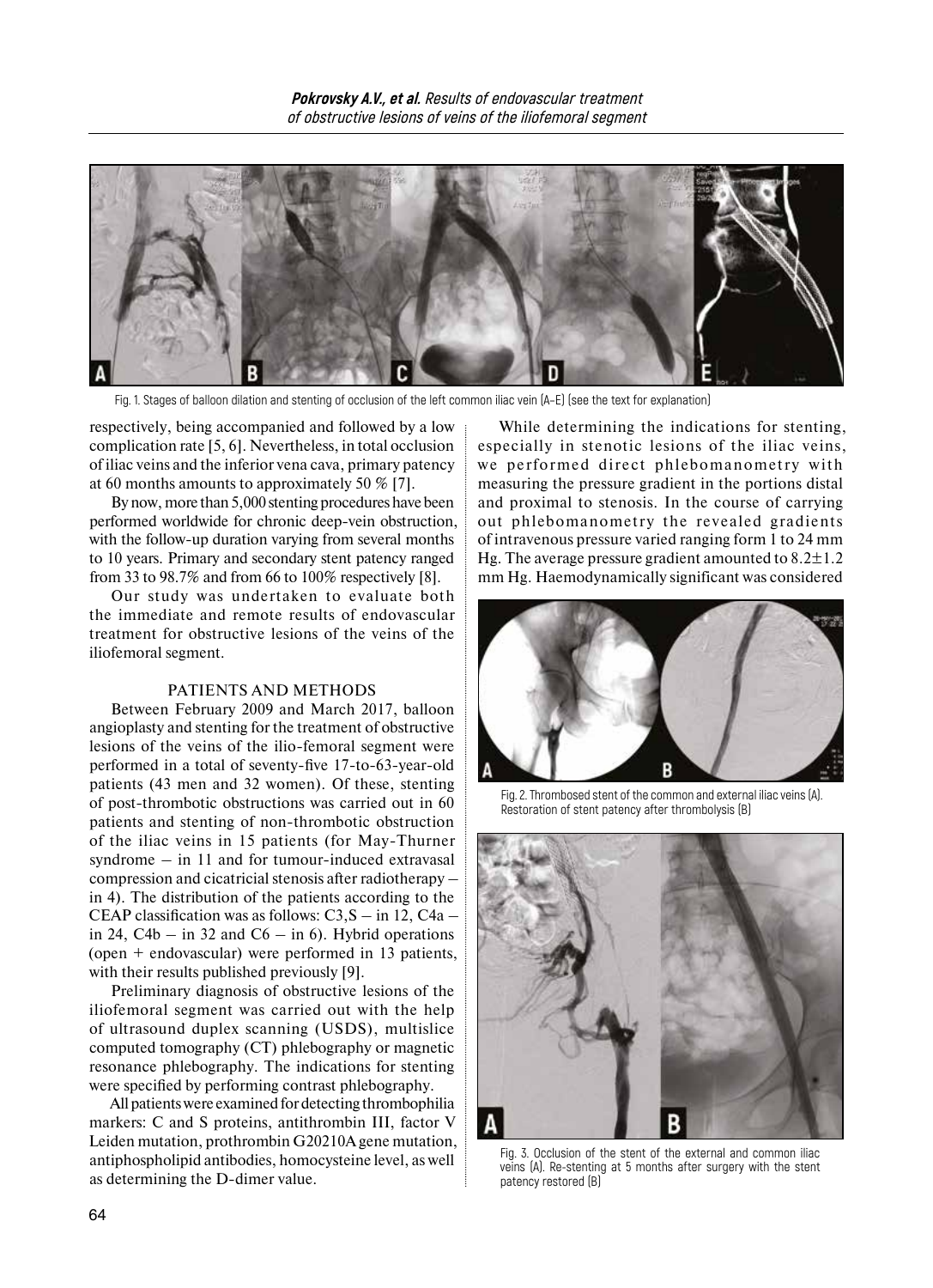Fig. 1. Stages of balloon dilation and stenting of occlusion of the left common iliac vein (A–E) (see the text for explanation)

respectively, being accompanied and followed by a low complication rate [5, 6]. Nevertheless, in total occlusion of iliac veins and the inferior vena cava, primary patency at 60 months amounts to approximately 50 % [7].

By now, more than 5,000 stenting procedures have been performed worldwide for chronic deep-vein obstruction, with the follow-up duration varying from several months to 10 years. Primary and secondary stent patency ranged from 33 to 98.7% and from 66 to 100% respectively [8].

Our study was undertaken to evaluate both the immediate and remote results of endovascular treatment for obstructive lesions of the veins of the iliofemoral segment.

## PATIENTS AND METHODS

Between February 2009 and March 2017, balloon angioplasty and stenting for the treatment of obstructive lesions of the veins of the ilio-femoral segment were performed in a total of seventy-five 17-to-63-year-old patients (43 men and 32 women). Of these, stenting of post-thrombotic obstructions was carried out in 60 patients and stenting of non-thrombotic obstruction of the iliac veins in 15 patients (for May-Thurner syndrome – in 11 and for tumour-induced extravasal compression and cicatricial stenosis after radiotherapy – in 4). The distribution of the patients according to the CEAP classification was as follows: C3,S – in 12, C4a – in 24, C4b – in 32 and C6 – in 6). Hybrid operations (open + endovascular) were performed in 13 patients, with their results published previously [9].

Preliminary diagnosis of obstructive lesions of the iliofemoral segment was carried out with the help of ultrasound duplex scanning (USDS), multislice computed tomography (CT) phlebography or magnetic resonance phlebography. The indications for stenting were specified by performing contrast phlebography.

All patients were examined for detecting thrombophilia markers: C and S proteins, antithrombin III, factor V Leiden mutation, prothrombin G20210A gene mutation, antiphospholipid antibodies, homocysteine level, as well as determining the D-dimer value.

While determining the indications for stenting, especially in stenotic lesions of the iliac veins, we performed direct phlebomanometry with measuring the pressure gradient in the portions distal and proximal to stenosis. In the course of carrying out phlebomanometry the revealed gradients of intravenous pressure varied ranging form 1 to 24 mm Hg. The average pressure gradient amounted to $8.2 \pm 1.2$ mm Hg. Haemodynamically significant was considered

Fig. 2. Thrombosed stent of the common and external iliac veins (A). Restoration of stent patency after thrombolysis (B)

Fig. 3. Occlusion of the stent of the external and common iliac veins (A). Re-stenting at 5 months after surgery with the stent patency restored (B)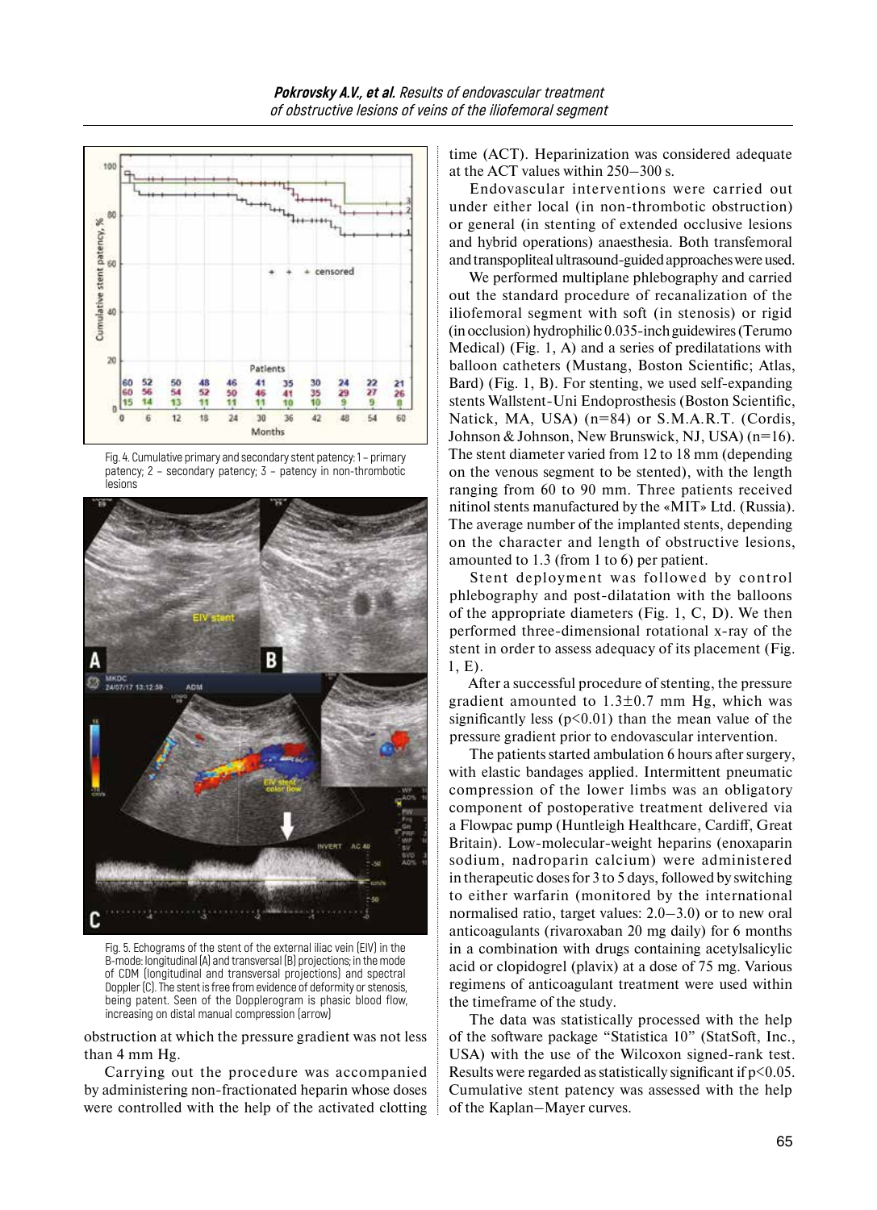Fig. 4. Cumulative primary and secondary stent patency: 1 – primary patency; 2 – secondary patency; 3 – patency in non-thrombotic lesions

Fig. 5. Echograms of the stent of the external iliac vein (EIV) in the B-mode: longitudinal (A) and transversal (B) projections; in the mode of CDM (longitudinal and transversal projections) and spectral Doppler (C). The stent is free from evidence of deformity or stenosis, being patent. Seen of the Dopplerogram is phasic blood flow, increasing on distal manual compression (arrow)

obstruction at which the pressure gradient was not less than 4 mm Hg.

Carrying out the procedure was accompanied by administering non-fractionated heparin whose doses were controlled with the help of the activated clotting time (ACT). Heparinization was considered adequate at the ACT values within 250–300 s.

Endovascular interventions were carried out under either local (in non-thrombotic obstruction) or general (in stenting of extended occlusive lesions and hybrid operations) anaesthesia. Both transfemoral and transpopliteal ultrasound-guided approaches were used.

We performed multiplane phlebography and carried out the standard procedure of recanalization of the iliofemoral segment with soft (in stenosis) or rigid (in occlusion) hydrophilic 0.035-inch guidewires (Terumo Medical) (Fig. 1, A) and a series of predilatations with balloon catheters (Mustang, Boston Scientific; Atlas, Bard) (Fig. 1, B). For stenting, we used self-expanding stents Wallstent-Uni Endoprosthesis (Boston Scientific, Natick, MA, USA) (n=84) or S.M.A.R.T. (Cordis, Johnson & Johnson, New Brunswick, NJ, USA) (n=16). The stent diameter varied from 12 to 18 mm (depending on the venous segment to be stented), with the length ranging from 60 to 90 mm. Three patients received nitinol stents manufactured by the «MIT» Ltd. (Russia). The average number of the implanted stents, depending on the character and length of obstructive lesions, amounted to 1.3 (from 1 to 6) per patient.

Stent deployment was followed by control phlebography and post-dilatation with the balloons of the appropriate diameters (Fig. 1, C, D). We then performed three-dimensional rotational x-ray of the stent in order to assess adequacy of its placement (Fig. 1, E).

After a successful procedure of stenting, the pressure gradient amounted to 1.3±0.7 mm Hg, which was significantly less ($p<0.01$) than the mean value of the pressure gradient prior to endovascular intervention.

The patients started ambulation 6 hours after surgery, with elastic bandages applied. Intermittent pneumatic compression of the lower limbs was an obligatory component of postoperative treatment delivered via a Flowpac pump (Huntleigh Healthcare, Cardiff, Great Britain). Low-molecular-weight heparins (enoxaparin sodium, nadroparin calcium) were administered in therapeutic doses for 3 to 5 days, followed by switching to either warfarin (monitored by the international normalised ratio, target values: 2.0–3.0) or to new oral anticoagulants (rivaroxaban 20 mg daily) for 6 months in a combination with drugs containing acetylsalicylic acid or clopidogrel (plavix) at a dose of 75 mg. Various regimens of anticoagulant treatment were used within the timeframe of the study.

The data was statistically processed with the help of the software package "Statistica 10" (StatSoft, Inc., USA) with the use of the Wilcoxon signed-rank test. Results were regarded as statistically significant if $p<0.05$. Cumulative stent patency was assessed with the help of the Kaplan–Mayer curves.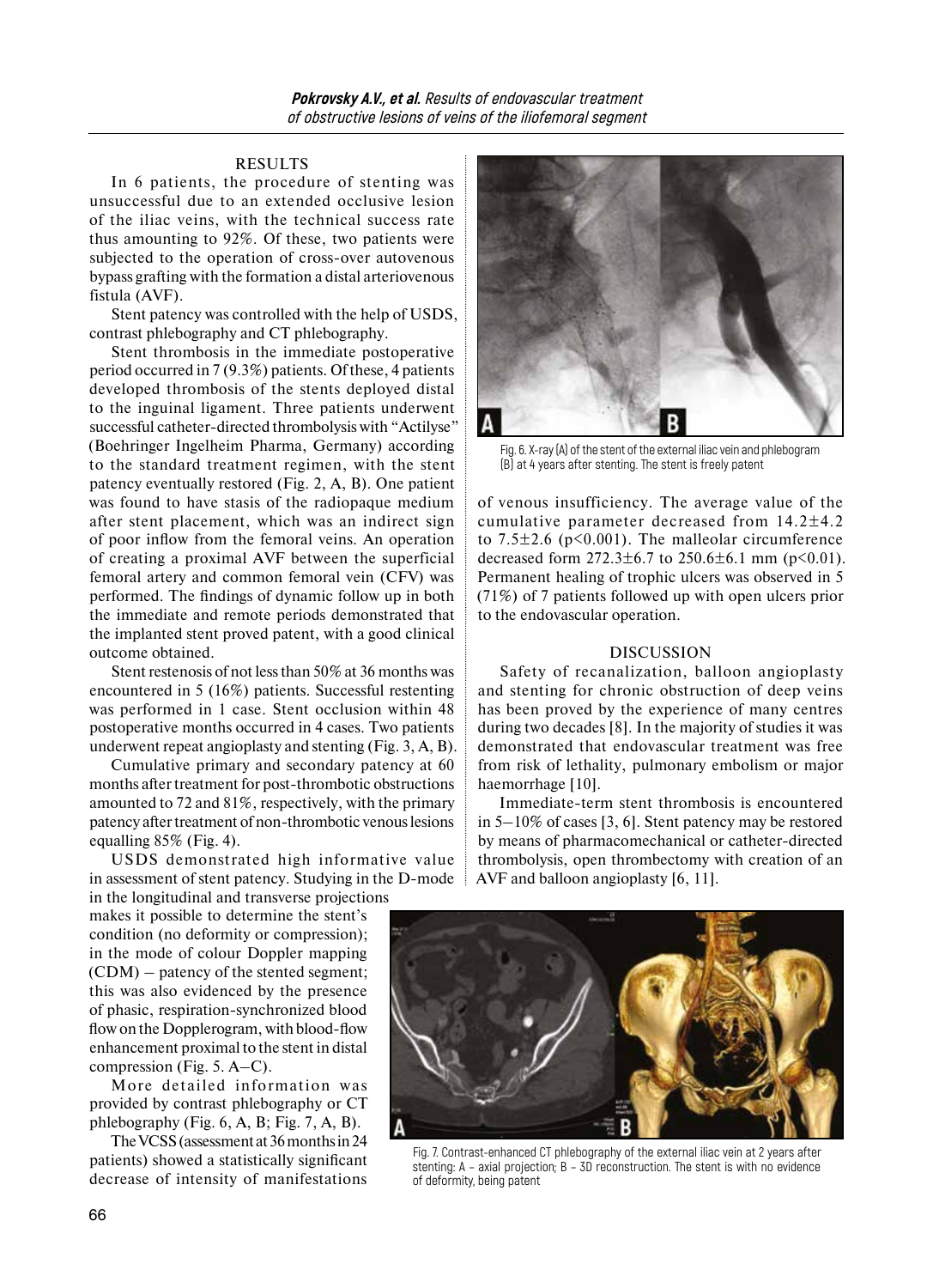## RESULTS

In 6 patients, the procedure of stenting was unsuccessful due to an extended occlusive lesion of the iliac veins, with the technical success rate thus amounting to 92%. Of these, two patients were subjected to the operation of cross-over autovenous bypass grafting with the formation a distal arteriovenous fistula (AVF).

Stent patency was controlled with the help of USDS, contrast phlebography and CT phlebography.

Stent thrombosis in the immediate postoperative period occurred in 7 (9.3%) patients. Of these, 4 patients developed thrombosis of the stents deployed distal to the inguinal ligament. Three patients underwent successful catheter-directed thrombolysis with "Actilyse" (Boehringer Ingelheim Pharma, Germany) according to the standard treatment regimen, with the stent patency eventually restored (Fig. 2, A, B). One patient was found to have stasis of the radiopaque medium after stent placement, which was an indirect sign of poor inflow from the femoral veins. An operation of creating a proximal AVF between the superficial femoral artery and common femoral vein (CFV) was performed. The findings of dynamic follow up in both the immediate and remote periods demonstrated that the implanted stent proved patent, with a good clinical outcome obtained.

Stent restenosis of not less than 50% at 36 months was encountered in 5 (16%) patients. Successful restenting was performed in 1 case. Stent occlusion within 48 postoperative months occurred in 4 cases. Two patients underwent repeat angioplasty and stenting (Fig. 3, A, B).

Cumulative primary and secondary patency at 60 months after treatment for post-thrombotic obstructions amounted to 72 and 81%, respectively, with the primary patency after treatment of non-thrombotic venous lesions equalling 85% (Fig. 4).

USDS demonstrated high informative value in assessment of stent patency. Studying in the D-mode in the longitudinal and transverse projections makes it possible to determine the stent's condition (no deformity or compression); in the mode of colour Doppler mapping (CDM) – patency of the stented segment; this was also evidenced by the presence of phasic, respiration-synchronized blood flow on the Dopplerogram, with blood-flow enhancement proximal to the stent in distal compression (Fig. 5. A–C).

More detailed information was provided by contrast phlebography or CT phlebography (Fig. 6, A, B; Fig. 7, A, B).

The VCSS (assessment at 36 months in 24 patients) showed a statistically significant decrease of intensity of manifestations of venous insufficiency. The average value of the cumulative parameter decreased from 14.2±4.2 to 7.5±2.6 ($p<0.001$). The malleolar circumference decreased form 272.3±6.7 to 250.6±6.1 mm ($p<0.01$). Permanent healing of trophic ulcers was observed in 5 (71%) of 7 patients followed up with open ulcers prior to the endovascular operation.

Fig. 6. X-ray (A) of the stent of the external iliac vein and phlebogram (B) at 4 years after stenting. The stent is freely patent

## DISCUSSION

Safety of recanalization, balloon angioplasty and stenting for chronic obstruction of deep veins has been proved by the experience of many centres during two decades [8]. In the majority of studies it was demonstrated that endovascular treatment was free from risk of lethality, pulmonary embolism or major haemorrhage [10].

Immediate-term stent thrombosis is encountered in 5–10% of cases [3, 6]. Stent patency may be restored by means of pharmacomechanical or catheter-directed thrombolysis, open thrombectomy with creation of an AVF and balloon angioplasty [6, 11].

Fig. 7. Contrast-enhanced CT phlebography of the external iliac vein at 2 years after stenting: A – axial projection; B – 3D reconstruction. The stent is with no evidence of deformity, being patent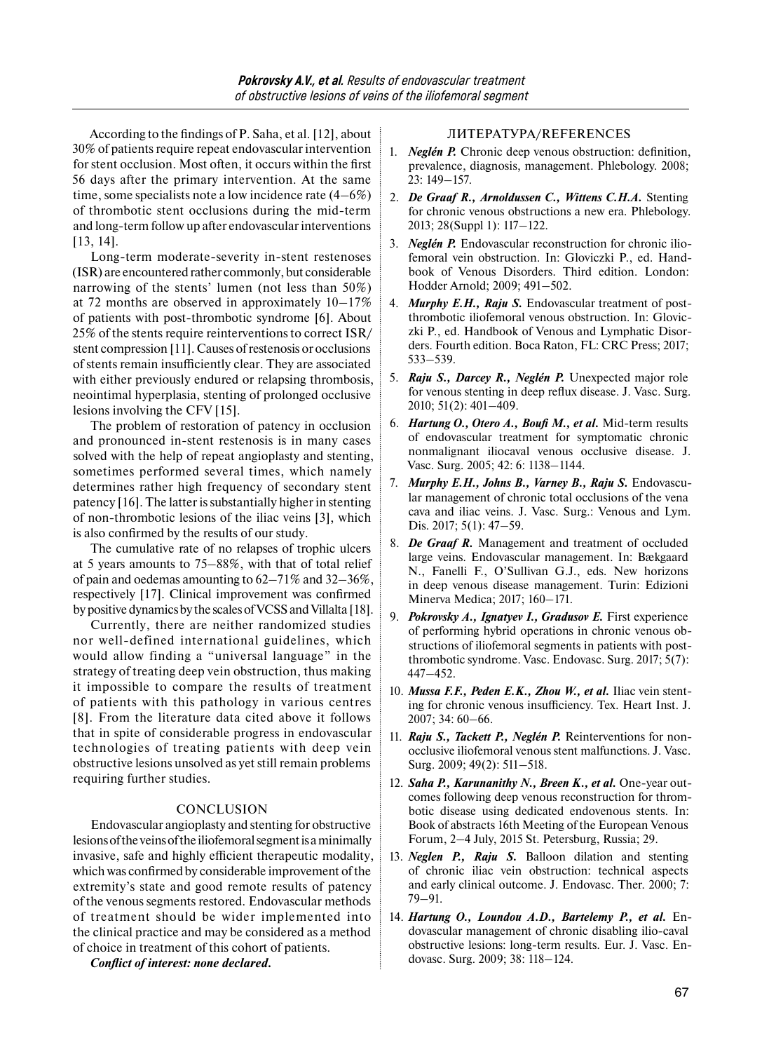According to the findings of P. Saha, et al. [12], about 30% of patients require repeat endovascular intervention for stent occlusion. Most often, it occurs within the first 56 days after the primary intervention. At the same time, some specialists note a low incidence rate (4–6%) of thrombotic stent occlusions during the mid-term and long-term follow up after endovascular interventions [13, 14].

Long-term moderate-severity in-stent restenoses (ISR) are encountered rather commonly, but considerable narrowing of the stents' lumen (not less than 50%) at 72 months are observed in approximately 10–17% of patients with post-thrombotic syndrome [6]. About 25% of the stents require reinterventions to correct ISR/stent compression [11]. Causes of restenosis or occlusions of stents remain insufficiently clear. They are associated with either previously endured or relapsing thrombosis, neointimal hyperplasia, stenting of prolonged occlusive lesions involving the CFV [15].

The problem of restoration of patency in occlusion and pronounced in-stent restenosis is in many cases solved with the help of repeat angioplasty and stenting, sometimes performed several times, which namely determines rather high frequency of secondary stent patency [16]. The latter is substantially higher in stenting of non-thrombotic lesions of the iliac veins [3], which is also confirmed by the results of our study.

The cumulative rate of no relapses of trophic ulcers at 5 years amounts to 75–88%, with that of total relief of pain and oedemas amounting to 62–71% and 32–36%, respectively [17]. Clinical improvement was confirmed by positive dynamics by the scales of VCSS and Villalta [18].

Currently, there are neither randomized studies nor well-defined international guidelines, which would allow finding a "universal language" in the strategy of treating deep vein obstruction, thus making it impossible to compare the results of treatment of patients with this pathology in various centres [8]. From the literature data cited above it follows that in spite of considerable progress in endovascular technologies of treating patients with deep vein obstructive lesions unsolved as yet still remain problems requiring further studies.

## CONCLUSION

Endovascular angioplasty and stenting for obstructive lesions of the veins of the iliofemoral segment is a minimally invasive, safe and highly efficient therapeutic modality, which was confirmed by considerable improvement of the extremity's state and good remote results of patency of the venous segments restored. Endovascular methods of treatment should be wider implemented into the clinical practice and may be considered as a method of choice in treatment of this cohort of patients.

***Conflict of interest: none declared.***

## ЛИТЕРАТУРА/REFERENCES

1. ***Neglén P.*** Chronic deep venous obstruction: definition, prevalence, diagnosis, management. Phlebology. 2008; 23: 149–157.
2. ***De Graaf R., Arnoldussen C., Wittens C.H.A.*** Stenting for chronic venous obstructions a new era. Phlebology. 2013; 28(Suppl 1): 117–122.
3. ***Neglén P.*** Endovascular reconstruction for chronic iliofemoral vein obstruction. In: Gloviczki P., ed. Handbook of Venous Disorders. Third edition. London: Hodder Arnold; 2009; 491–502.
4. ***Murphy E.H., Raju S.*** Endovascular treatment of post-thrombotic iliofemoral venous obstruction. In: Gloviczki P., ed. Handbook of Venous and Lymphatic Disorders. Fourth edition. Boca Raton, FL: CRC Press; 2017; 533–539.
5. ***Raju S., Darcey R., Neglén P.*** Unexpected major role for venous stenting in deep reflux disease. J. Vasc. Surg. 2010; 51(2): 401–409.
6. ***Hartung O., Otero A., Boufi M., et al.*** Mid-term results of endovascular treatment for symptomatic chronic nonmalignant iliocaval venous occlusive disease. J. Vasc. Surg. 2005; 42: 6: 1138–1144.
7. ***Murphy E.H., Johns B., Varney B., Raju S.*** Endovascular management of chronic total occlusions of the vena cava and iliac veins. J. Vasc. Surg.: Venous and Lym. Dis. 2017; 5(1): 47–59.
8. ***De Graaf R.*** Management and treatment of occluded large veins. Endovascular management. In: Bækgaard N., Fanelli F., O'Sullivan G.J., eds. New horizons in deep venous disease management. Turin: Edizioni Minerva Medica; 2017; 160–171.
9. ***Pokrovsky A., Ignatyev I., Gradusov E.*** First experience of performing hybrid operations in chronic venous obstructions of iliofemoral segments in patients with post-thrombotic syndrome. Vasc. Endovasc. Surg. 2017; 5(7): 447–452.
10. ***Mussa F.F., Peden E.K., Zhou W., et al.*** Iliac vein stenting for chronic venous insufficiency. Tex. Heart Inst. J. 2007; 34: 60–66.
11. ***Raju S., Tackett P., Neglén P.*** Reinterventions for nonocclusive iliofemoral venous stent malfunctions. J. Vasc. Surg. 2009; 49(2): 511–518.
12. ***Saha P., Karunanithy N., Breen K., et al.*** One-year outcomes following deep venous reconstruction for thrombotic disease using dedicated endovenous stents. In: Book of abstracts 16th Meeting of the European Venous Forum, 2–4 July, 2015 St. Petersburg, Russia; 29.
13. ***Neglen P., Raju S.*** Balloon dilation and stenting of chronic iliac vein obstruction: technical aspects and early clinical outcome. J. Endovasc. Ther. 2000; 7: 79–91.
14. ***Hartung O., Loundou A.D., Bartelemy P., et al.*** Endovascular management of chronic disabling ilio-caval obstructive lesions: long-term results. Eur. J. Vasc. Endovasc. Surg. 2009; 38: 118–124.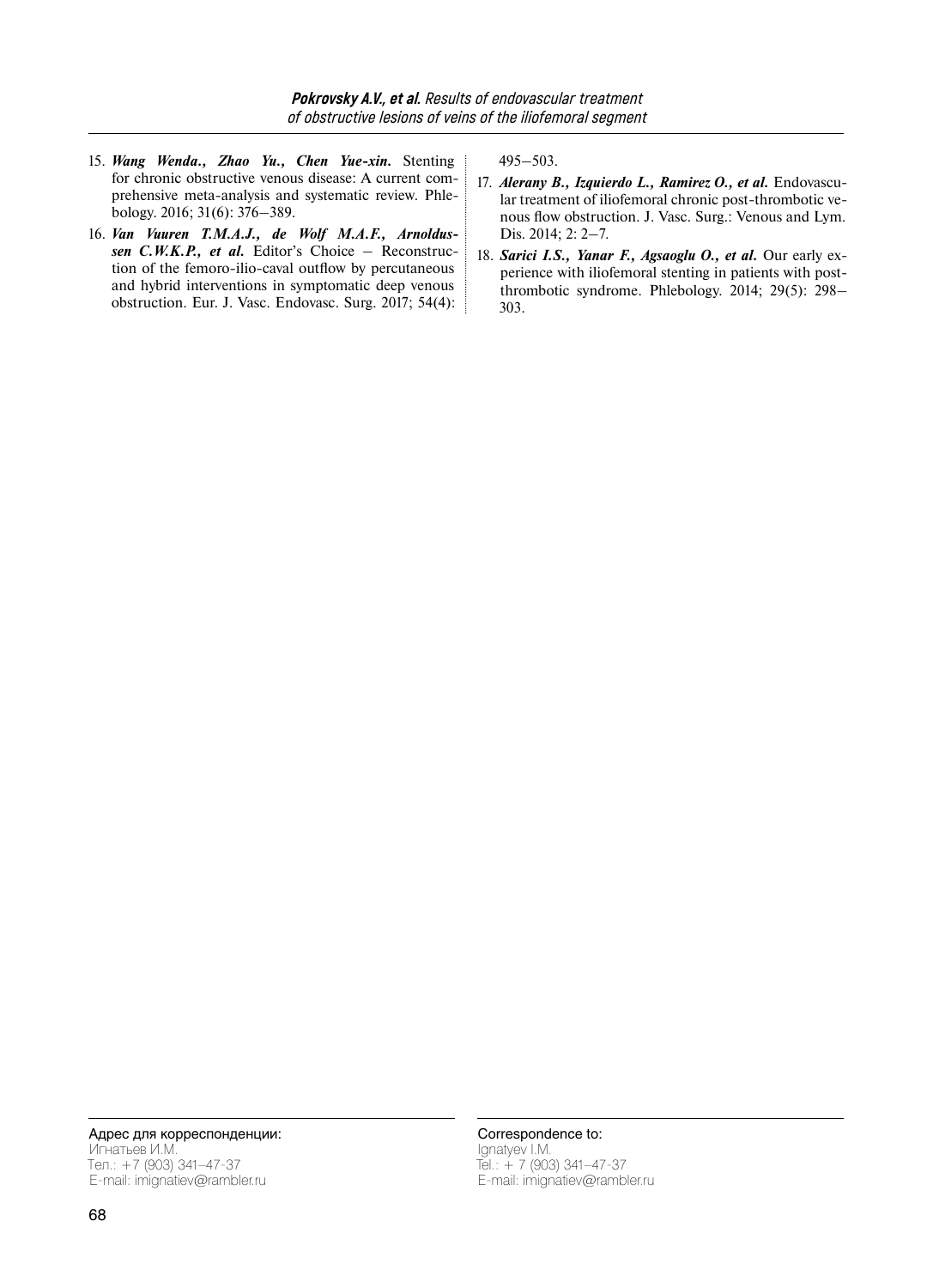15. ***Wang Wenda., Zhao Yu., Chen Yue-xin.*** Stenting for chronic obstructive venous disease: A current comprehensive meta-analysis and systematic review. Phlebology. 2016; 31(6): 376–389.
16. ***Van Vuuren T.M.A.J., de Wolf M.A.F., Arnoldussen C.W.K.P., et al.*** Editor's Choice – Reconstruction of the femoro-ilio-caval outflow by percutaneous and hybrid interventions in symptomatic deep venous obstruction. Eur. J. Vasc. Endovasc. Surg. 2017; 54(4): 495–503.
17. ***Alerany B., Izquierdo L., Ramirez O., et al.*** Endovascular treatment of iliofemoral chronic post-thrombotic venous flow obstruction. J. Vasc. Surg.: Venous and Lym. Dis. 2014; 2: 2–7.
18. ***Sarici I.S., Yanar F., Agsaoglu O., et al.*** Our early experience with iliofemoral stenting in patients with post-thrombotic syndrome. Phlebology. 2014; 29(5): 298–303.

Адрес для корреспонденции:
Игнатьев И.М.
Тел.: +7 (903) 341–47-37
E-mail: imignatiev@rambler.ru

Correspondence to:
Ignatyev I.M.
Tel.: + 7 (903) 341–47-37
E-mail: imignatiev@rambler.ru